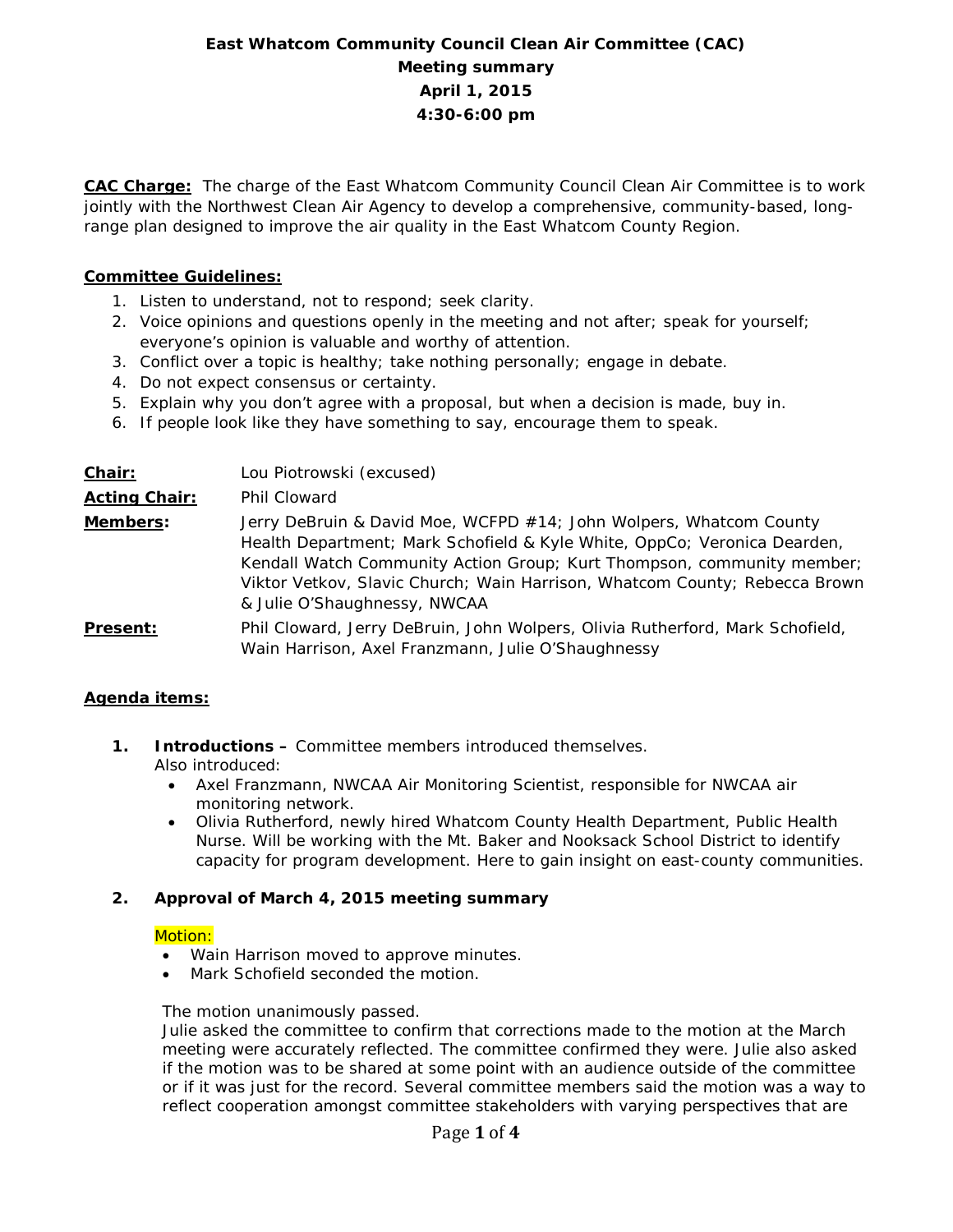**East Whatcom Community Council Clean Air Committee (CAC)**
**Meeting summary**
**April 1, 2015**
**4:30-6:00 pm**

**CAC Charge:** The charge of the East Whatcom Community Council Clean Air Committee is to work jointly with the Northwest Clean Air Agency to develop a comprehensive, community-based, long-range plan designed to improve the air quality in the East Whatcom County Region.

**Committee Guidelines:**

1. Listen to understand, not to respond; seek clarity.
2. Voice opinions and questions openly in the meeting and not after; speak for yourself; everyone's opinion is valuable and worthy of attention.
3. Conflict over a topic is healthy; take nothing personally; engage in debate.
4. Do not expect consensus or certainty.
5. Explain why you don't agree with a proposal, but when a decision is made, buy in.
6. If people look like they have something to say, encourage them to speak.

**Chair:** Lou Piotrowski (excused)

**Acting Chair:** Phil Cloward

**Members:** Jerry DeBruin & David Moe, WCFPD #14; John Wolpers, Whatcom County Health Department; Mark Schofield & Kyle White, OppCo; Veronica Dearden, Kendall Watch Community Action Group; Kurt Thompson, community member; Viktor Vetkov, Slavic Church; Wain Harrison, Whatcom County; Rebecca Brown & Julie O'Shaughnessy, NWCAA

**Present:** Phil Cloward, Jerry DeBruin, John Wolpers, Olivia Rutherford, Mark Schofield, Wain Harrison, Axel Franzmann, Julie O'Shaughnessy

**Agenda items:**

1. **Introductions –** Committee members introduced themselves.
   Also introduced:
   - Axel Franzmann, NWCAA Air Monitoring Scientist, responsible for NWCAA air monitoring network.
   - Olivia Rutherford, newly hired Whatcom County Health Department, Public Health Nurse. Will be working with the Mt. Baker and Nooksack School District to identify capacity for program development. Here to gain insight on east-county communities.

2. **Approval of March 4, 2015 meeting summary**

   Motion:
   - Wain Harrison moved to approve minutes.
   - Mark Schofield seconded the motion.

   The motion unanimously passed.
   Julie asked the committee to confirm that corrections made to the motion at the March meeting were accurately reflected. The committee confirmed they were. Julie also asked if the motion was to be shared at some point with an audience outside of the committee or if it was just for the record. Several committee members said the motion was a way to reflect cooperation amongst committee stakeholders with varying perspectives that are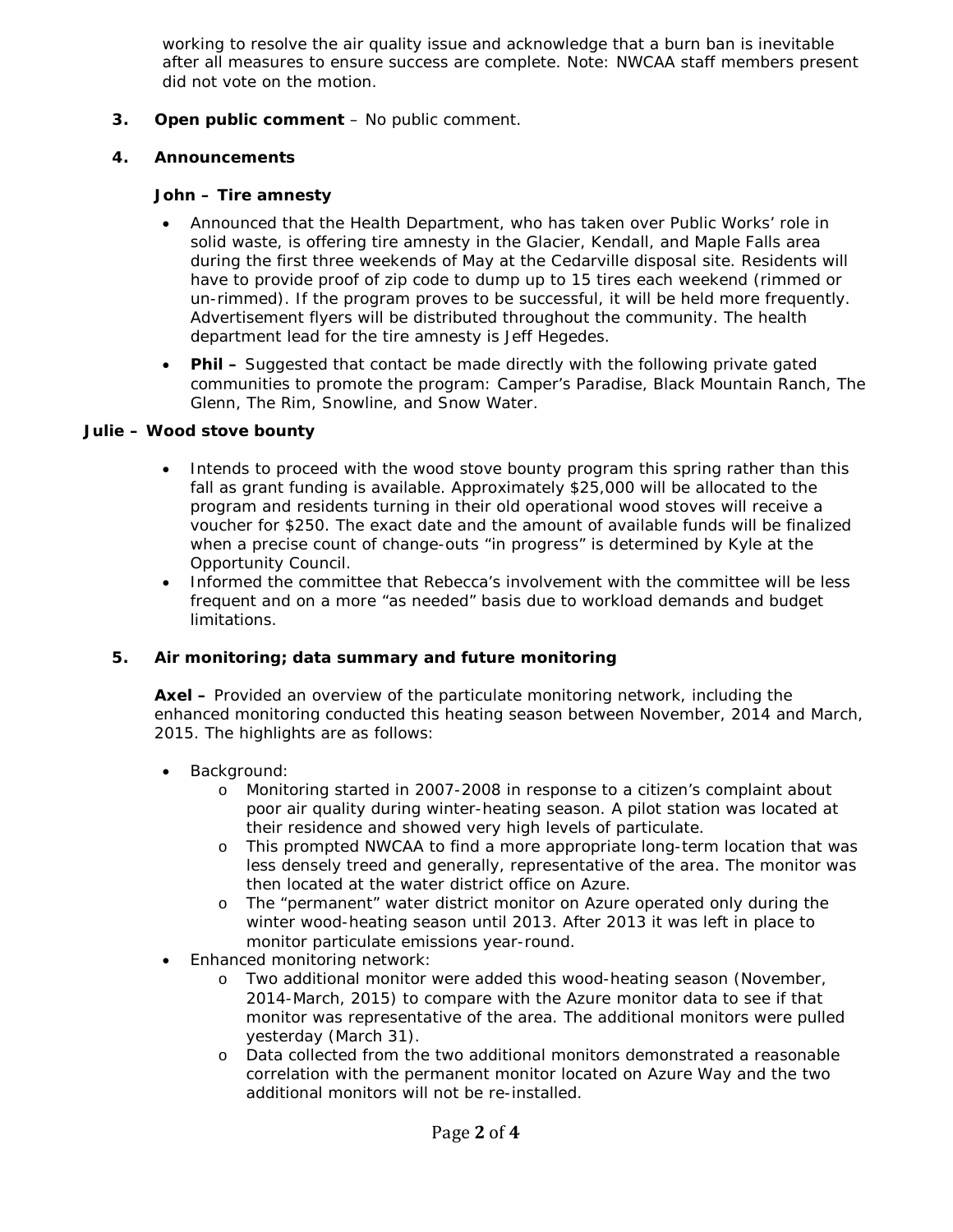working to resolve the air quality issue and acknowledge that a burn ban is inevitable after all measures to ensure success are complete. Note: NWCAA staff members present did not vote on the motion.

**3. Open public comment** – No public comment.

**4. Announcements**

**John – Tire amnesty**

- Announced that the Health Department, who has taken over Public Works' role in solid waste, is offering tire amnesty in the Glacier, Kendall, and Maple Falls area during the first three weekends of May at the Cedarville disposal site. Residents will have to provide proof of zip code to dump up to 15 tires each weekend (rimmed or un-rimmed). If the program proves to be successful, it will be held more frequently. Advertisement flyers will be distributed throughout the community. The health department lead for the tire amnesty is Jeff Hegedes.
- **Phil –** Suggested that contact be made directly with the following private gated communities to promote the program: Camper's Paradise, Black Mountain Ranch, The Glenn, The Rim, Snowline, and Snow Water.

**Julie – Wood stove bounty**

- Intends to proceed with the wood stove bounty program this spring rather than this fall as grant funding is available. Approximately $25,000 will be allocated to the program and residents turning in their old operational wood stoves will receive a voucher for $250. The exact date and the amount of available funds will be finalized when a precise count of change-outs "in progress" is determined by Kyle at the Opportunity Council.
- Informed the committee that Rebecca's involvement with the committee will be less frequent and on a more "as needed" basis due to workload demands and budget limitations.

**5. Air monitoring; data summary and future monitoring**

**Axel –** Provided an overview of the particulate monitoring network, including the enhanced monitoring conducted this heating season between November, 2014 and March, 2015. The highlights are as follows:

- Background:
  - Monitoring started in 2007-2008 in response to a citizen's complaint about poor air quality during winter-heating season. A pilot station was located at their residence and showed very high levels of particulate.
  - This prompted NWCAA to find a more appropriate long-term location that was less densely treed and generally, representative of the area. The monitor was then located at the water district office on Azure.
  - The "permanent" water district monitor on Azure operated only during the winter wood-heating season until 2013. After 2013 it was left in place to monitor particulate emissions year-round.
- Enhanced monitoring network:
  - Two additional monitor were added this wood-heating season (November, 2014-March, 2015) to compare with the Azure monitor data to see if that monitor was representative of the area. The additional monitors were pulled yesterday (March 31).
  - Data collected from the two additional monitors demonstrated a reasonable correlation with the permanent monitor located on Azure Way and the two additional monitors will not be re-installed.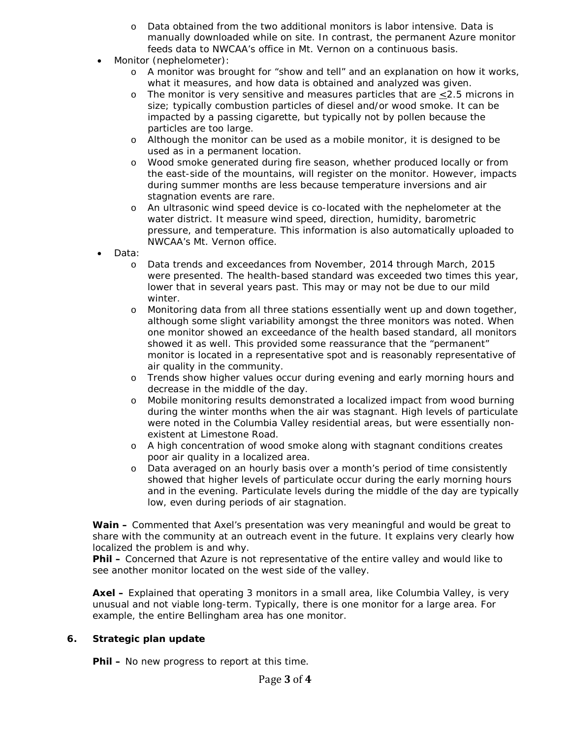- Data obtained from the two additional monitors is labor intensive. Data is manually downloaded while on site. In contrast, the permanent Azure monitor feeds data to NWCAA's office in Mt. Vernon on a continuous basis.
- Monitor (nephelometer):
  - A monitor was brought for "show and tell" and an explanation on how it works, what it measures, and how data is obtained and analyzed was given.
  - The monitor is very sensitive and measures particles that are $\leq$2.5 microns in size; typically combustion particles of diesel and/or wood smoke. It can be impacted by a passing cigarette, but typically not by pollen because the particles are too large.
  - Although the monitor can be used as a mobile monitor, it is designed to be used as in a permanent location.
  - Wood smoke generated during fire season, whether produced locally or from the east-side of the mountains, will register on the monitor. However, impacts during summer months are less because temperature inversions and air stagnation events are rare.
  - An ultrasonic wind speed device is co-located with the nephelometer at the water district. It measure wind speed, direction, humidity, barometric pressure, and temperature. This information is also automatically uploaded to NWCAA's Mt. Vernon office.
- Data:
  - Data trends and exceedances from November, 2014 through March, 2015 were presented. The health-based standard was exceeded two times this year, lower that in several years past. This may or may not be due to our mild winter.
  - Monitoring data from all three stations essentially went up and down together, although some slight variability amongst the three monitors was noted. When one monitor showed an exceedance of the health based standard, all monitors showed it as well. This provided some reassurance that the "permanent" monitor is located in a representative spot and is reasonably representative of air quality in the community.
  - Trends show higher values occur during evening and early morning hours and decrease in the middle of the day.
  - Mobile monitoring results demonstrated a localized impact from wood burning during the winter months when the air was stagnant. High levels of particulate were noted in the Columbia Valley residential areas, but were essentially non-existent at Limestone Road.
  - A high concentration of wood smoke along with stagnant conditions creates poor air quality in a localized area.
  - Data averaged on an hourly basis over a month's period of time consistently showed that higher levels of particulate occur during the early morning hours and in the evening. Particulate levels during the middle of the day are typically low, even during periods of air stagnation.

**Wain –** Commented that Axel's presentation was very meaningful and would be great to share with the community at an outreach event in the future. It explains very clearly how localized the problem is and why.
**Phil –** Concerned that Azure is not representative of the entire valley and would like to see another monitor located on the west side of the valley.

**Axel –** Explained that operating 3 monitors in a small area, like Columbia Valley, is very unusual and not viable long-term. Typically, there is one monitor for a large area. For example, the entire Bellingham area has one monitor.

## 6. Strategic plan update

**Phil –** No new progress to report at this time.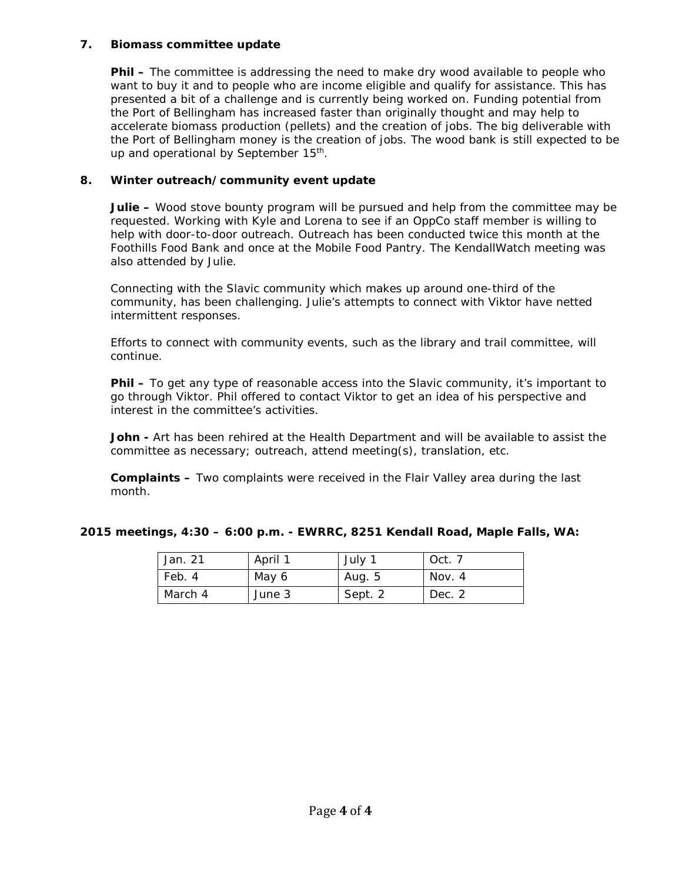**7. Biomass committee update**

**Phil –** The committee is addressing the need to make dry wood available to people who want to buy it and to people who are income eligible and qualify for assistance. This has presented a bit of a challenge and is currently being worked on. Funding potential from the Port of Bellingham has increased faster than originally thought and may help to accelerate biomass production (pellets) and the creation of jobs. The big deliverable with the Port of Bellingham money is the creation of jobs. The wood bank is still expected to be up and operational by September 15th.

**8. Winter outreach/community event update**

**Julie –** Wood stove bounty program will be pursued and help from the committee may be requested. Working with Kyle and Lorena to see if an OppCo staff member is willing to help with door-to-door outreach. Outreach has been conducted twice this month at the Foothills Food Bank and once at the Mobile Food Pantry. The KendallWatch meeting was also attended by Julie.

Connecting with the Slavic community which makes up around one-third of the community, has been challenging. Julie's attempts to connect with Viktor have netted intermittent responses.

Efforts to connect with community events, such as the library and trail committee, will continue.

**Phil –** To get any type of reasonable access into the Slavic community, it's important to go through Viktor. Phil offered to contact Viktor to get an idea of his perspective and interest in the committee's activities.

**John -** Art has been rehired at the Health Department and will be available to assist the committee as necessary; outreach, attend meeting(s), translation, etc.

**Complaints –** Two complaints were received in the Flair Valley area during the last month.

**2015 meetings, 4:30 – 6:00 p.m. - EWRRC, 8251 Kendall Road, Maple Falls, WA:**

| | | | |
|---|---|---|---|
| Jan. 21 | April 1 | July 1 | Oct. 7 |
| Feb. 4 | May 6 | Aug. 5 | Nov. 4 |
| March 4 | June 3 | Sept. 2 | Dec. 2 |